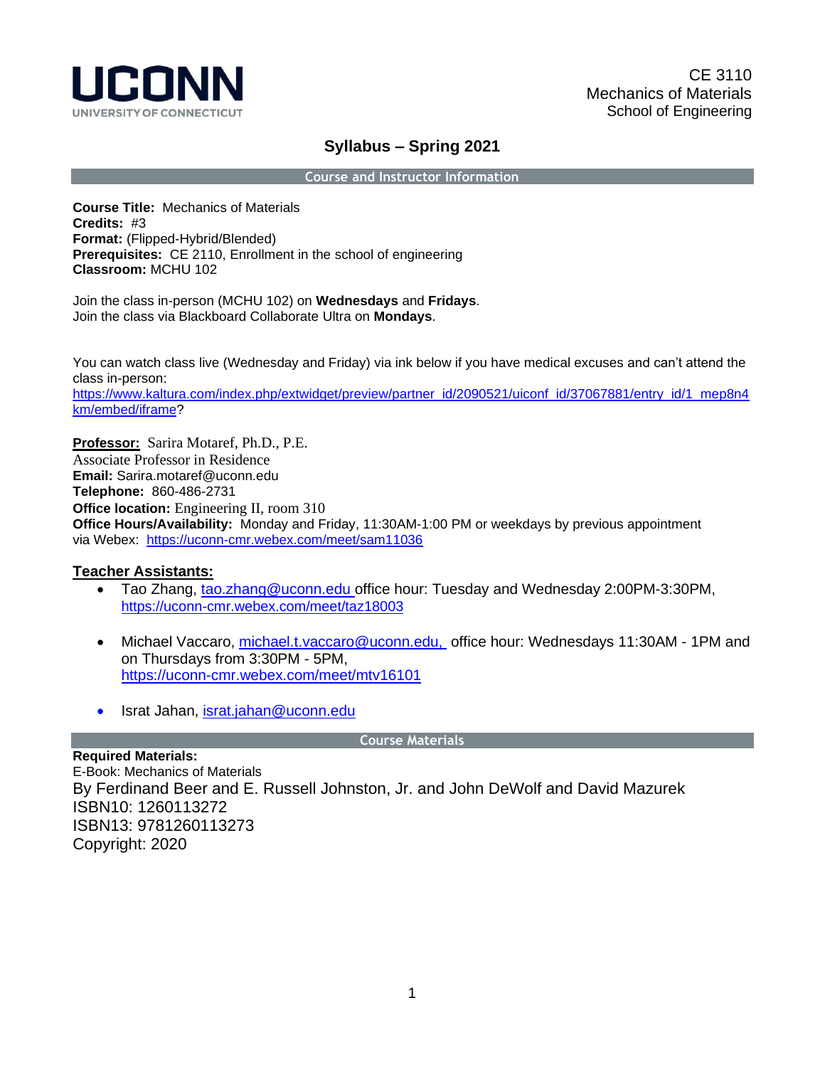UCONN
UNIVERSITY OF CONNECTICUT

CE 3110
Mechanics of Materials
School of Engineering

# Syllabus – Spring 2021

## Course and Instructor Information

**Course Title:** Mechanics of Materials
**Credits:** #3
**Format:** (Flipped-Hybrid/Blended)
**Prerequisites:** CE 2110, Enrollment in the school of engineering
**Classroom:** MCHU 102

Join the class in-person (MCHU 102) on **Wednesdays** and **Fridays**.
Join the class via Blackboard Collaborate Ultra on **Mondays**.

You can watch class live (Wednesday and Friday) via ink below if you have medical excuses and can't attend the class in-person:
https://www.kaltura.com/index.php/extwidget/preview/partner_id/2090521/uiconf_id/37067881/entry_id/1_mep8n4km/embed/iframe?

**Professor:** Sarira Motaref, Ph.D., P.E.
Associate Professor in Residence
**Email:** Sarira.motaref@uconn.edu
**Telephone:** 860-486-2731
**Office location:** Engineering II, room 310
**Office Hours/Availability:** Monday and Friday, 11:30AM-1:00 PM or weekdays by previous appointment via Webex: https://uconn-cmr.webex.com/meet/sam11036

**Teacher Assistants:**

- Tao Zhang, tao.zhang@uconn.edu office hour: Tuesday and Wednesday 2:00PM-3:30PM, https://uconn-cmr.webex.com/meet/taz18003
- Michael Vaccaro, michael.t.vaccaro@uconn.edu, office hour: Wednesdays 11:30AM - 1PM and on Thursdays from 3:30PM - 5PM, https://uconn-cmr.webex.com/meet/mtv16101
- Israt Jahan, israt.jahan@uconn.edu

## Course Materials

**Required Materials:**
E-Book: Mechanics of Materials
By Ferdinand Beer and E. Russell Johnston, Jr. and John DeWolf and David Mazurek
ISBN10: 1260113272
ISBN13: 9781260113273
Copyright: 2020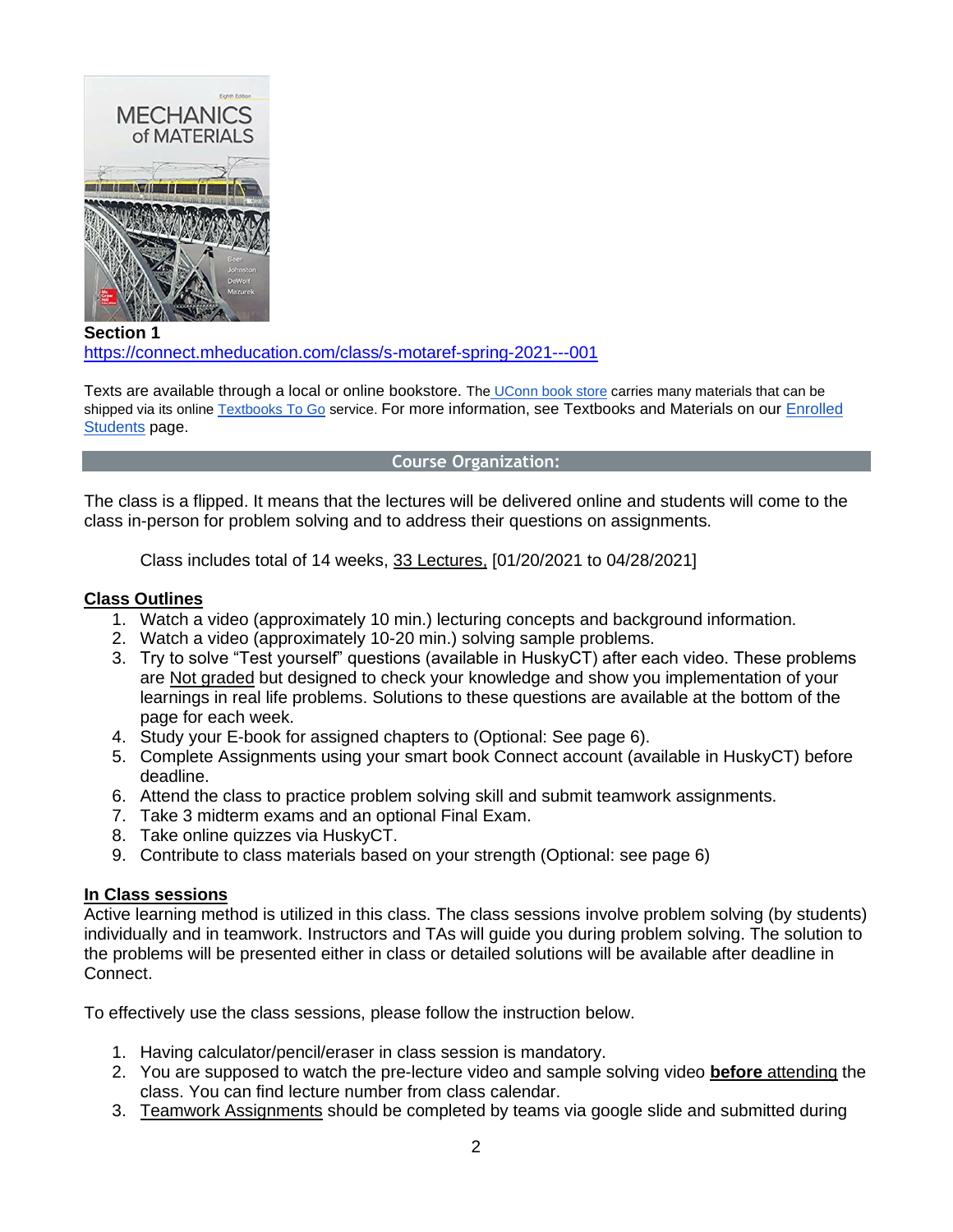**Section 1**
https://connect.mheducation.com/class/s-motaref-spring-2021---001

Texts are available through a local or online bookstore. The UConn book store carries many materials that can be shipped via its online Textbooks To Go service. For more information, see Textbooks and Materials on our Enrolled Students page.

## Course Organization:

The class is a flipped. It means that the lectures will be delivered online and students will come to the class in-person for problem solving and to address their questions on assignments.

Class includes total of 14 weeks, 33 Lectures, [01/20/2021 to 04/28/2021]

### Class Outlines

1. Watch a video (approximately 10 min.) lecturing concepts and background information.
2. Watch a video (approximately 10-20 min.) solving sample problems.
3. Try to solve "Test yourself" questions (available in HuskyCT) after each video. These problems are Not graded but designed to check your knowledge and show you implementation of your learnings in real life problems. Solutions to these questions are available at the bottom of the page for each week.
4. Study your E-book for assigned chapters to (Optional: See page 6).
5. Complete Assignments using your smart book Connect account (available in HuskyCT) before deadline.
6. Attend the class to practice problem solving skill and submit teamwork assignments.
7. Take 3 midterm exams and an optional Final Exam.
8. Take online quizzes via HuskyCT.
9. Contribute to class materials based on your strength (Optional: see page 6)

### In Class sessions

Active learning method is utilized in this class. The class sessions involve problem solving (by students) individually and in teamwork. Instructors and TAs will guide you during problem solving. The solution to the problems will be presented either in class or detailed solutions will be available after deadline in Connect.

To effectively use the class sessions, please follow the instruction below.

1. Having calculator/pencil/eraser in class session is mandatory.
2. You are supposed to watch the pre-lecture video and sample solving video **before** attending the class. You can find lecture number from class calendar.
3. Teamwork Assignments should be completed by teams via google slide and submitted during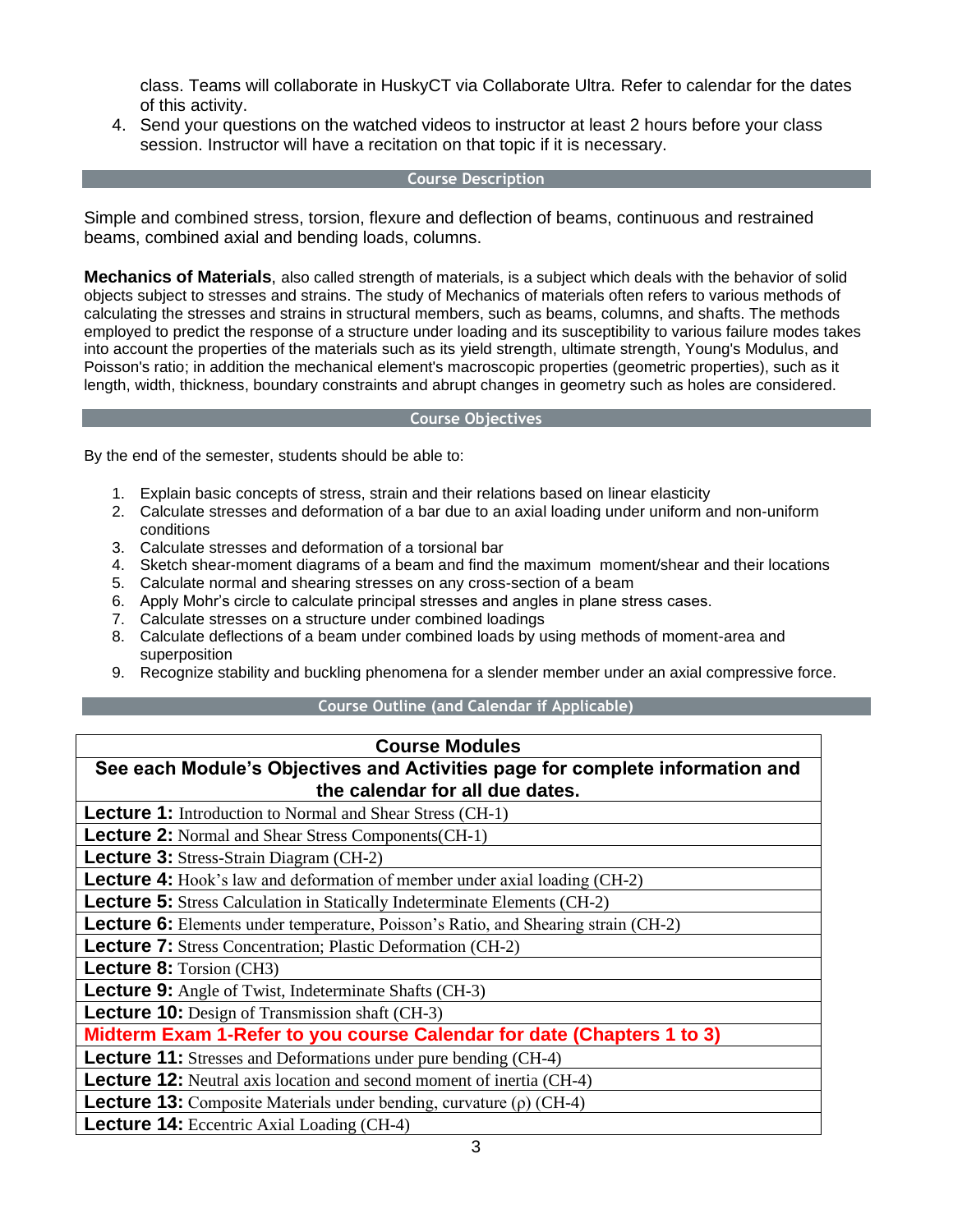class. Teams will collaborate in HuskyCT via Collaborate Ultra. Refer to calendar for the dates of this activity.

4. Send your questions on the watched videos to instructor at least 2 hours before your class session. Instructor will have a recitation on that topic if it is necessary.

## Course Description

Simple and combined stress, torsion, flexure and deflection of beams, continuous and restrained beams, combined axial and bending loads, columns.

**Mechanics of Materials**, also called strength of materials, is a subject which deals with the behavior of solid objects subject to stresses and strains. The study of Mechanics of materials often refers to various methods of calculating the stresses and strains in structural members, such as beams, columns, and shafts. The methods employed to predict the response of a structure under loading and its susceptibility to various failure modes takes into account the properties of the materials such as its yield strength, ultimate strength, Young's Modulus, and Poisson's ratio; in addition the mechanical element's macroscopic properties (geometric properties), such as it length, width, thickness, boundary constraints and abrupt changes in geometry such as holes are considered.

## Course Objectives

By the end of the semester, students should be able to:

1. Explain basic concepts of stress, strain and their relations based on linear elasticity
2. Calculate stresses and deformation of a bar due to an axial loading under uniform and non-uniform conditions
3. Calculate stresses and deformation of a torsional bar
4. Sketch shear-moment diagrams of a beam and find the maximum moment/shear and their locations
5. Calculate normal and shearing stresses on any cross-section of a beam
6. Apply Mohr's circle to calculate principal stresses and angles in plane stress cases.
7. Calculate stresses on a structure under combined loadings
8. Calculate deflections of a beam under combined loads by using methods of moment-area and superposition
9. Recognize stability and buckling phenomena for a slender member under an axial compressive force.

## Course Outline (and Calendar if Applicable)

| Course Modules |
|---|
| **See each Module's Objectives and Activities page for complete information and the calendar for all due dates.** |
| **Lecture 1:** Introduction to Normal and Shear Stress (CH-1) |
| **Lecture 2:** Normal and Shear Stress Components(CH-1) |
| **Lecture 3:** Stress-Strain Diagram (CH-2) |
| **Lecture 4:** Hook's law and deformation of member under axial loading (CH-2) |
| **Lecture 5:** Stress Calculation in Statically Indeterminate Elements (CH-2) |
| **Lecture 6:** Elements under temperature, Poisson's Ratio, and Shearing strain (CH-2) |
| **Lecture 7:** Stress Concentration; Plastic Deformation (CH-2) |
| **Lecture 8:** Torsion (CH3) |
| **Lecture 9:** Angle of Twist, Indeterminate Shafts (CH-3) |
| **Lecture 10:** Design of Transmission shaft (CH-3) |
| **Midterm Exam 1-Refer to you course Calendar for date (Chapters 1 to 3)** |
| **Lecture 11:** Stresses and Deformations under pure bending (CH-4) |
| **Lecture 12:** Neutral axis location and second moment of inertia (CH-4) |
| **Lecture 13:** Composite Materials under bending, curvature ($\rho$) (CH-4) |
| **Lecture 14:** Eccentric Axial Loading (CH-4) |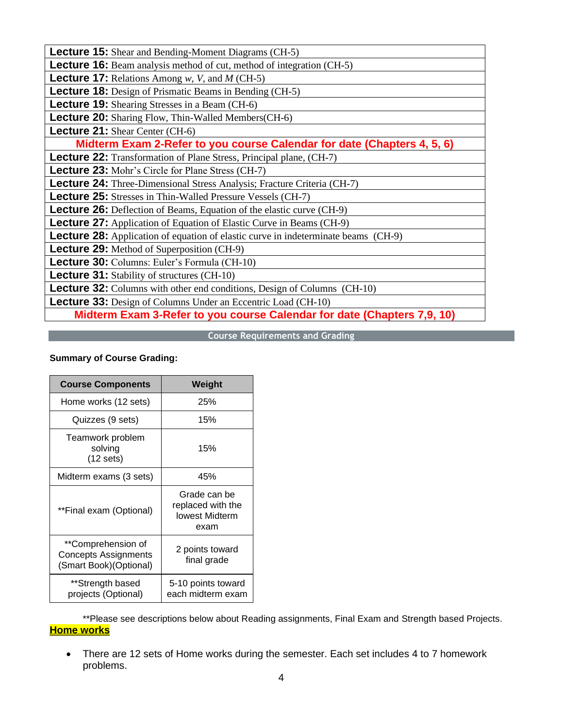| |
|---|
| **Lecture 15:** Shear and Bending-Moment Diagrams (CH-5) |
| **Lecture 16:** Beam analysis method of cut, method of integration (CH-5) |
| **Lecture 17:** Relations Among *w*, *V*, and *M* (CH-5) |
| **Lecture 18:** Design of Prismatic Beams in Bending (CH-5) |
| **Lecture 19:** Shearing Stresses in a Beam (CH-6) |
| **Lecture 20:** Sharing Flow, Thin-Walled Members(CH-6) |
| **Lecture 21:** Shear Center (CH-6) |
| **Midterm Exam 2-Refer to you course Calendar for date (Chapters 4, 5, 6)** |
| **Lecture 22:** Transformation of Plane Stress, Principal plane, (CH-7) |
| **Lecture 23:** Mohr's Circle for Plane Stress (CH-7) |
| **Lecture 24:** Three-Dimensional Stress Analysis; Fracture Criteria (CH-7) |
| **Lecture 25:** Stresses in Thin-Walled Pressure Vessels (CH-7) |
| **Lecture 26:** Deflection of Beams, Equation of the elastic curve (CH-9) |
| **Lecture 27:** Application of Equation of Elastic Curve in Beams (CH-9) |
| **Lecture 28:** Application of equation of elastic curve in indeterminate beams (CH-9) |
| **Lecture 29:** Method of Superposition (CH-9) |
| **Lecture 30:** Columns: Euler's Formula (CH-10) |
| **Lecture 31:** Stability of structures (CH-10) |
| **Lecture 32:** Columns with other end conditions, Design of Columns (CH-10) |
| **Lecture 33:** Design of Columns Under an Eccentric Load (CH-10) |
| **Midterm Exam 3-Refer to you course Calendar for date (Chapters 7,9, 10)** |

## Course Requirements and Grading

**Summary of Course Grading:**

| Course Components | Weight |
|---|---|
| Home works (12 sets) | 25% |
| Quizzes (9 sets) | 15% |
| Teamwork problem solving (12 sets) | 15% |
| Midterm exams (3 sets) | 45% |
| **Final exam (Optional) | Grade can be replaced with the lowest Midterm exam |
| **Comprehension of Concepts Assignments (Smart Book)(Optional) | 2 points toward final grade |
| **Strength based projects (Optional) | 5-10 points toward each midterm exam |

**Please see descriptions below about Reading assignments, Final Exam and Strength based Projects.

**Home works**

- There are 12 sets of Home works during the semester. Each set includes 4 to 7 homework problems.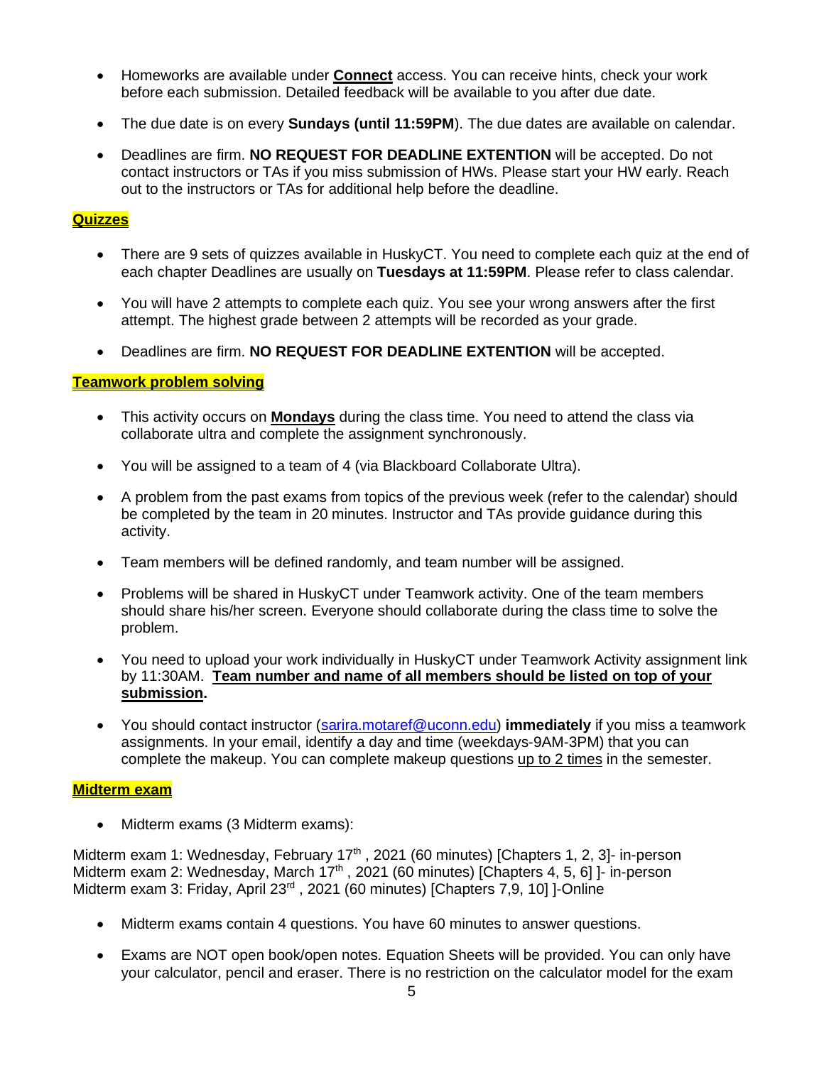- Homeworks are available under **Connect** access. You can receive hints, check your work before each submission. Detailed feedback will be available to you after due date.
- The due date is on every **Sundays (until 11:59PM**). The due dates are available on calendar.
- Deadlines are firm. **NO REQUEST FOR DEADLINE EXTENTION** will be accepted. Do not contact instructors or TAs if you miss submission of HWs. Please start your HW early. Reach out to the instructors or TAs for additional help before the deadline.

## Quizzes

- There are 9 sets of quizzes available in HuskyCT. You need to complete each quiz at the end of each chapter Deadlines are usually on **Tuesdays at 11:59PM**. Please refer to class calendar.
- You will have 2 attempts to complete each quiz. You see your wrong answers after the first attempt. The highest grade between 2 attempts will be recorded as your grade.
- Deadlines are firm. **NO REQUEST FOR DEADLINE EXTENTION** will be accepted.

## Teamwork problem solving

- This activity occurs on **Mondays** during the class time. You need to attend the class via collaborate ultra and complete the assignment synchronously.
- You will be assigned to a team of 4 (via Blackboard Collaborate Ultra).
- A problem from the past exams from topics of the previous week (refer to the calendar) should be completed by the team in 20 minutes. Instructor and TAs provide guidance during this activity.
- Team members will be defined randomly, and team number will be assigned.
- Problems will be shared in HuskyCT under Teamwork activity. One of the team members should share his/her screen. Everyone should collaborate during the class time to solve the problem.
- You need to upload your work individually in HuskyCT under Teamwork Activity assignment link by 11:30AM. **Team number and name of all members should be listed on top of your submission.**
- You should contact instructor (sarira.motaref@uconn.edu) **immediately** if you miss a teamwork assignments. In your email, identify a day and time (weekdays-9AM-3PM) that you can complete the makeup. You can complete makeup questions up to 2 times in the semester.

## Midterm exam

- Midterm exams (3 Midterm exams):

Midterm exam 1: Wednesday, February 17th , 2021 (60 minutes) [Chapters 1, 2, 3]- in-person
Midterm exam 2: Wednesday, March 17th , 2021 (60 minutes) [Chapters 4, 5, 6] ]- in-person
Midterm exam 3: Friday, April 23rd , 2021 (60 minutes) [Chapters 7,9, 10] ]-Online

- Midterm exams contain 4 questions. You have 60 minutes to answer questions.
- Exams are NOT open book/open notes. Equation Sheets will be provided. You can only have your calculator, pencil and eraser. There is no restriction on the calculator model for the exam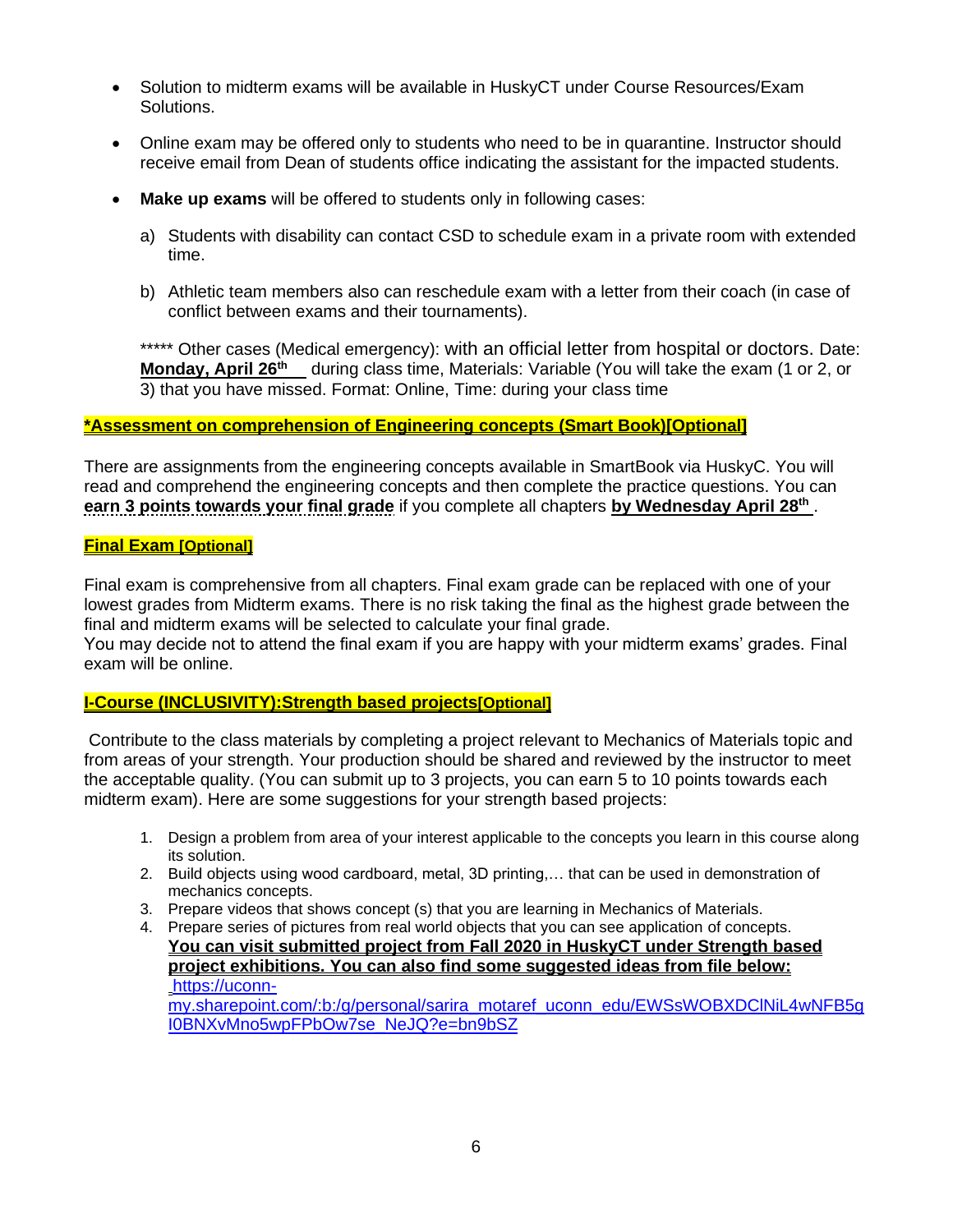- Solution to midterm exams will be available in HuskyCT under Course Resources/Exam Solutions.

- Online exam may be offered only to students who need to be in quarantine. Instructor should receive email from Dean of students office indicating the assistant for the impacted students.

- **Make up exams** will be offered to students only in following cases:

  a) Students with disability can contact CSD to schedule exam in a private room with extended time.

  b) Athletic team members also can reschedule exam with a letter from their coach (in case of conflict between exams and their tournaments).

  ***** Other cases (Medical emergency): with an official letter from hospital or doctors. Date: **Monday, April 26th** during class time, Materials: Variable (You will take the exam (1 or 2, or 3) that you have missed. Format: Online, Time: during your class time

**\*Assessment on comprehension of Engineering concepts (Smart Book)[Optional]**

There are assignments from the engineering concepts available in SmartBook via HuskyC. You will read and comprehend the engineering concepts and then complete the practice questions. You can **earn 3 points towards your final grade** if you complete all chapters **by Wednesday April 28th** .

**Final Exam [Optional]**

Final exam is comprehensive from all chapters. Final exam grade can be replaced with one of your lowest grades from Midterm exams. There is no risk taking the final as the highest grade between the final and midterm exams will be selected to calculate your final grade.
You may decide not to attend the final exam if you are happy with your midterm exams' grades. Final exam will be online.

**I-Course (INCLUSIVITY):Strength based projects[Optional]**

Contribute to the class materials by completing a project relevant to Mechanics of Materials topic and from areas of your strength. Your production should be shared and reviewed by the instructor to meet the acceptable quality. (You can submit up to 3 projects, you can earn 5 to 10 points towards each midterm exam). Here are some suggestions for your strength based projects:

1. Design a problem from area of your interest applicable to the concepts you learn in this course along its solution.
2. Build objects using wood cardboard, metal, 3D printing,… that can be used in demonstration of mechanics concepts.
3. Prepare videos that shows concept (s) that you are learning in Mechanics of Materials.
4. Prepare series of pictures from real world objects that you can see application of concepts.
   **You can visit submitted project from Fall 2020 in HuskyCT under Strength based project exhibitions. You can also find some suggested ideas from file below:**
   https://uconn-my.sharepoint.com/:b:/g/personal/sarira_motaref_uconn_edu/EWSsWOBXDClNiL4wNFB5gI0BNXvMno5wpFPbOw7se_NeJQ?e=bn9bSZ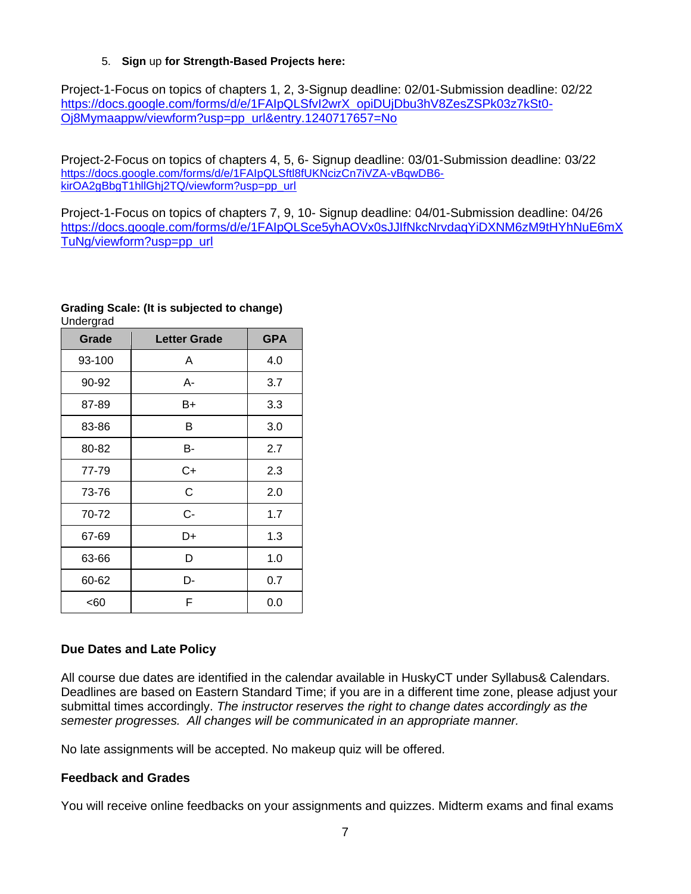5. **Sign** up **for Strength-Based Projects here:**

Project-1-Focus on topics of chapters 1, 2, 3-Signup deadline: 02/01-Submission deadline: 02/22
https://docs.google.com/forms/d/e/1FAIpQLSfvI2wrX_opiDUjDbu3hV8ZesZSPk03z7kSt0-Oj8Mymaappw/viewform?usp=pp_url&entry.1240717657=No

Project-2-Focus on topics of chapters 4, 5, 6- Signup deadline: 03/01-Submission deadline: 03/22
https://docs.google.com/forms/d/e/1FAIpQLSftl8fUKNcizCn7iVZA-vBqwDB6-kirOA2gBbgT1hllGhj2TQ/viewform?usp=pp_url

Project-1-Focus on topics of chapters 7, 9, 10- Signup deadline: 04/01-Submission deadline: 04/26
https://docs.google.com/forms/d/e/1FAIpQLSce5yhAOVx0sJJIfNkcNrvdaqYiDXNM6zM9tHYhNuE6mXTuNg/viewform?usp=pp_url

**Grading Scale: (It is subjected to change)**
Undergrad

| Grade | Letter Grade | GPA |
|---|---|---|
| 93-100 | A | 4.0 |
| 90-92 | A- | 3.7 |
| 87-89 | B+ | 3.3 |
| 83-86 | B | 3.0 |
| 80-82 | B- | 2.7 |
| 77-79 | C+ | 2.3 |
| 73-76 | C | 2.0 |
| 70-72 | C- | 1.7 |
| 67-69 | D+ | 1.3 |
| 63-66 | D | 1.0 |
| 60-62 | D- | 0.7 |
| <60 | F | 0.0 |

### Due Dates and Late Policy

All course due dates are identified in the calendar available in HuskyCT under Syllabus& Calendars. Deadlines are based on Eastern Standard Time; if you are in a different time zone, please adjust your submittal times accordingly. *The instructor reserves the right to change dates accordingly as the semester progresses. All changes will be communicated in an appropriate manner.*

No late assignments will be accepted. No makeup quiz will be offered.

### Feedback and Grades

You will receive online feedbacks on your assignments and quizzes. Midterm exams and final exams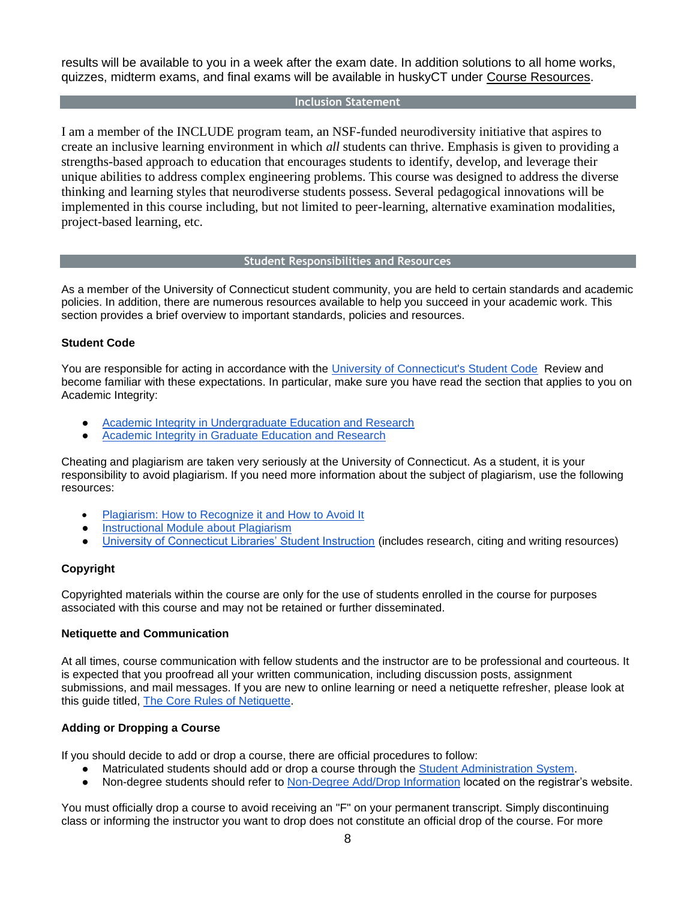results will be available to you in a week after the exam date. In addition solutions to all home works, quizzes, midterm exams, and final exams will be available in huskyCT under Course Resources.

## Inclusion Statement

I am a member of the INCLUDE program team, an NSF-funded neurodiversity initiative that aspires to create an inclusive learning environment in which *all* students can thrive. Emphasis is given to providing a strengths-based approach to education that encourages students to identify, develop, and leverage their unique abilities to address complex engineering problems. This course was designed to address the diverse thinking and learning styles that neurodiverse students possess. Several pedagogical innovations will be implemented in this course including, but not limited to peer-learning, alternative examination modalities, project-based learning, etc.

## Student Responsibilities and Resources

As a member of the University of Connecticut student community, you are held to certain standards and academic policies. In addition, there are numerous resources available to help you succeed in your academic work. This section provides a brief overview to important standards, policies and resources.

### Student Code

You are responsible for acting in accordance with the University of Connecticut's Student Code Review and become familiar with these expectations. In particular, make sure you have read the section that applies to you on Academic Integrity:

- Academic Integrity in Undergraduate Education and Research
- Academic Integrity in Graduate Education and Research

Cheating and plagiarism are taken very seriously at the University of Connecticut. As a student, it is your responsibility to avoid plagiarism. If you need more information about the subject of plagiarism, use the following resources:

- Plagiarism: How to Recognize it and How to Avoid It
- Instructional Module about Plagiarism
- University of Connecticut Libraries' Student Instruction (includes research, citing and writing resources)

### Copyright

Copyrighted materials within the course are only for the use of students enrolled in the course for purposes associated with this course and may not be retained or further disseminated.

### Netiquette and Communication

At all times, course communication with fellow students and the instructor are to be professional and courteous. It is expected that you proofread all your written communication, including discussion posts, assignment submissions, and mail messages. If you are new to online learning or need a netiquette refresher, please look at this guide titled, The Core Rules of Netiquette.

### Adding or Dropping a Course

If you should decide to add or drop a course, there are official procedures to follow:

- Matriculated students should add or drop a course through the Student Administration System.
- Non-degree students should refer to Non-Degree Add/Drop Information located on the registrar's website.

You must officially drop a course to avoid receiving an "F" on your permanent transcript. Simply discontinuing class or informing the instructor you want to drop does not constitute an official drop of the course. For more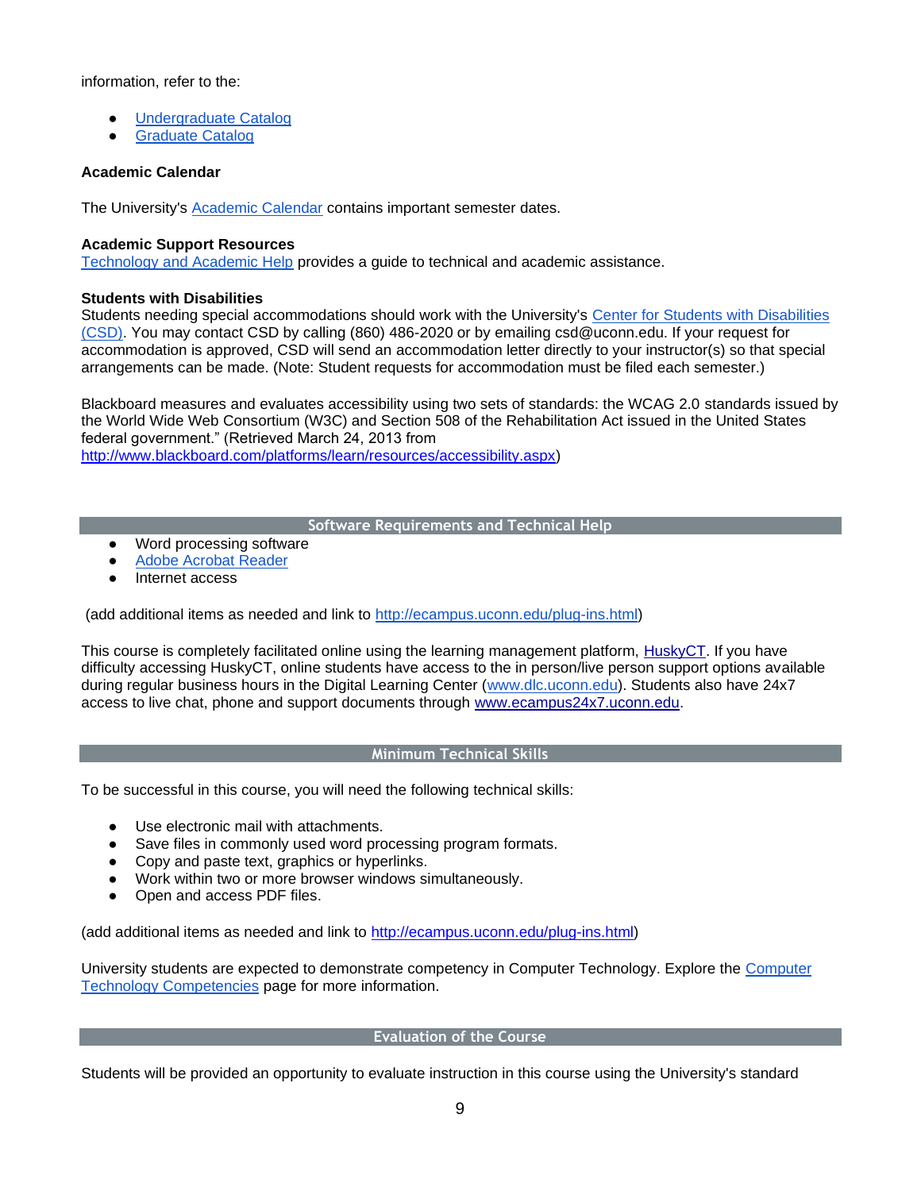information, refer to the:

- [Undergraduate Catalog]
- [Graduate Catalog]

**Academic Calendar**

The University's [Academic Calendar] contains important semester dates.

**Academic Support Resources**
[Technology and Academic Help] provides a guide to technical and academic assistance.

**Students with Disabilities**
Students needing special accommodations should work with the University's [Center for Students with Disabilities (CSD)]. You may contact CSD by calling (860) 486-2020 or by emailing csd@uconn.edu. If your request for accommodation is approved, CSD will send an accommodation letter directly to your instructor(s) so that special arrangements can be made. (Note: Student requests for accommodation must be filed each semester.)

Blackboard measures and evaluates accessibility using two sets of standards: the WCAG 2.0 standards issued by the World Wide Web Consortium (W3C) and Section 508 of the Rehabilitation Act issued in the United States federal government." (Retrieved March 24, 2013 from http://www.blackboard.com/platforms/learn/resources/accessibility.aspx)

## Software Requirements and Technical Help

- Word processing software
- [Adobe Acrobat Reader]
- Internet access

(add additional items as needed and link to http://ecampus.uconn.edu/plug-ins.html)

This course is completely facilitated online using the learning management platform, [HuskyCT]. If you have difficulty accessing HuskyCT, online students have access to the in person/live person support options available during regular business hours in the Digital Learning Center (www.dlc.uconn.edu). Students also have 24x7 access to live chat, phone and support documents through www.ecampus24x7.uconn.edu.

## Minimum Technical Skills

To be successful in this course, you will need the following technical skills:

- Use electronic mail with attachments.
- Save files in commonly used word processing program formats.
- Copy and paste text, graphics or hyperlinks.
- Work within two or more browser windows simultaneously.
- Open and access PDF files.

(add additional items as needed and link to http://ecampus.uconn.edu/plug-ins.html)

University students are expected to demonstrate competency in Computer Technology. Explore the [Computer Technology Competencies] page for more information.

## Evaluation of the Course

Students will be provided an opportunity to evaluate instruction in this course using the University's standard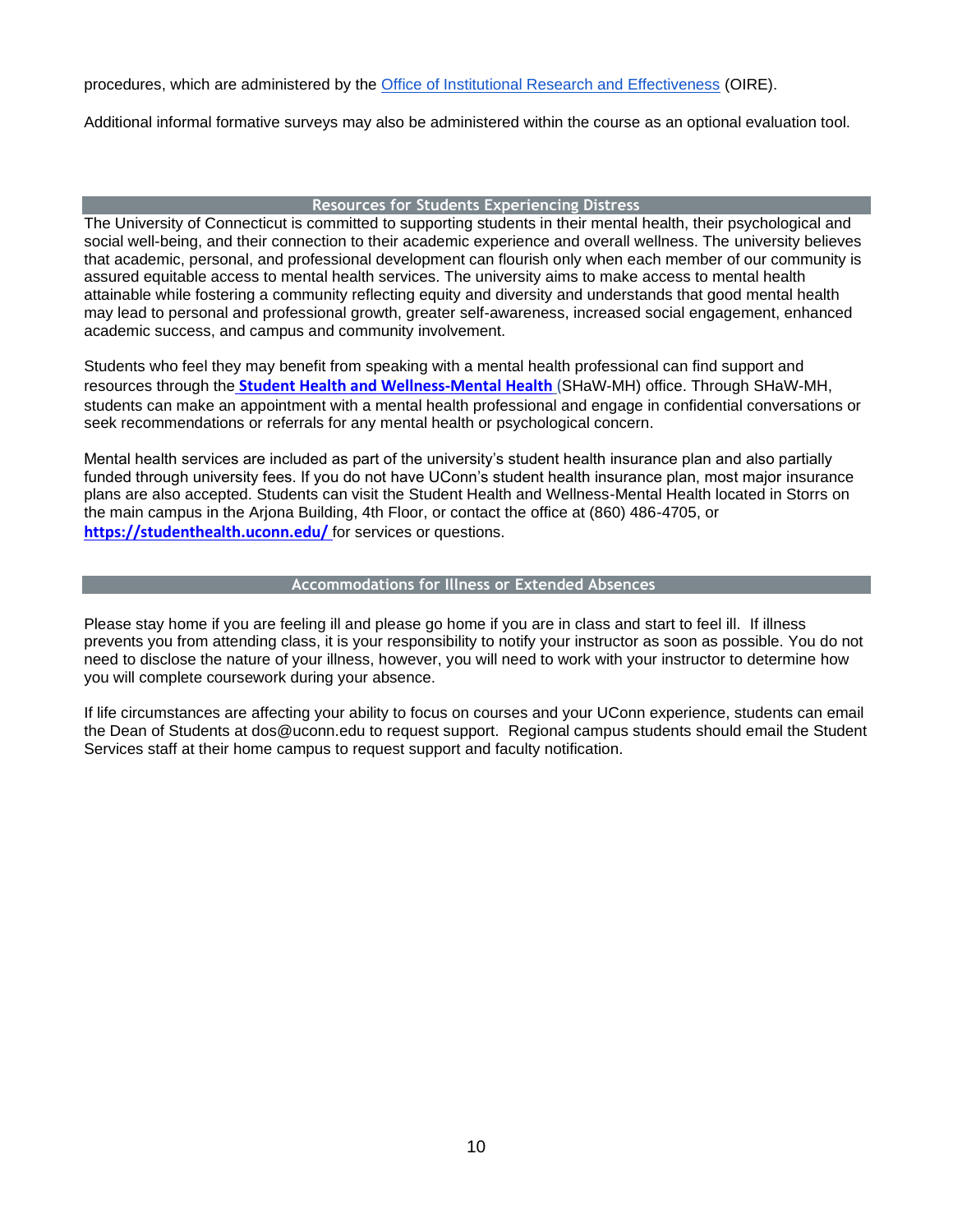procedures, which are administered by the Office of Institutional Research and Effectiveness (OIRE).

Additional informal formative surveys may also be administered within the course as an optional evaluation tool.

## Resources for Students Experiencing Distress

The University of Connecticut is committed to supporting students in their mental health, their psychological and social well-being, and their connection to their academic experience and overall wellness. The university believes that academic, personal, and professional development can flourish only when each member of our community is assured equitable access to mental health services. The university aims to make access to mental health attainable while fostering a community reflecting equity and diversity and understands that good mental health may lead to personal and professional growth, greater self-awareness, increased social engagement, enhanced academic success, and campus and community involvement.

Students who feel they may benefit from speaking with a mental health professional can find support and resources through the **Student Health and Wellness-Mental Health** (SHaW-MH) office. Through SHaW-MH, students can make an appointment with a mental health professional and engage in confidential conversations or seek recommendations or referrals for any mental health or psychological concern.

Mental health services are included as part of the university's student health insurance plan and also partially funded through university fees. If you do not have UConn's student health insurance plan, most major insurance plans are also accepted. Students can visit the Student Health and Wellness-Mental Health located in Storrs on the main campus in the Arjona Building, 4th Floor, or contact the office at (860) 486-4705, or **https://studenthealth.uconn.edu/** for services or questions.

## Accommodations for Illness or Extended Absences

Please stay home if you are feeling ill and please go home if you are in class and start to feel ill. If illness prevents you from attending class, it is your responsibility to notify your instructor as soon as possible. You do not need to disclose the nature of your illness, however, you will need to work with your instructor to determine how you will complete coursework during your absence.

If life circumstances are affecting your ability to focus on courses and your UConn experience, students can email the Dean of Students at dos@uconn.edu to request support. Regional campus students should email the Student Services staff at their home campus to request support and faculty notification.